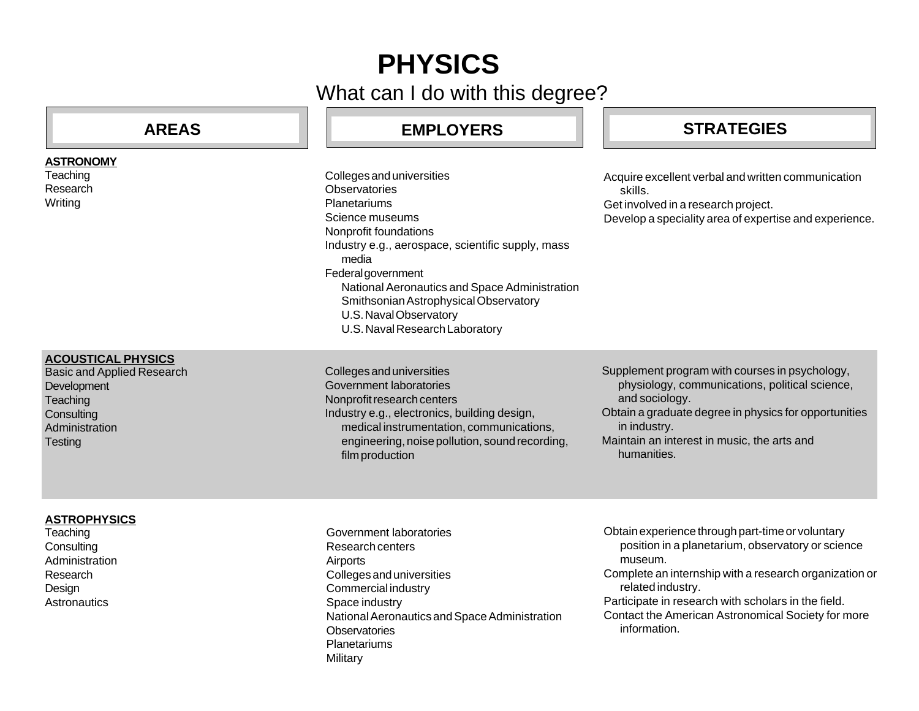# PHYSICS

What can I do with this degree?

| AREAS | EMPLOYERS | STRATEGIES |
|---|---|---|
| **ASTRONOMY**<br>Teaching<br>Research<br>Writing | Colleges and universities<br>Observatories<br>Planetariums<br>Science museums<br>Nonprofit foundations<br>Industry e.g., aerospace, scientific supply, mass media<br>Federal government<br>National Aeronautics and Space Administration<br>Smithsonian Astrophysical Observatory<br>U.S. Naval Observatory<br>U.S. Naval Research Laboratory | Acquire excellent verbal and written communication skills.<br>Get involved in a research project.<br>Develop a speciality area of expertise and experience. |
| **ACOUSTICAL PHYSICS**<br>Basic and Applied Research<br>Development<br>Teaching<br>Consulting<br>Administration<br>Testing | Colleges and universities<br>Government laboratories<br>Nonprofit research centers<br>Industry e.g., electronics, building design, medical instrumentation, communications, engineering, noise pollution, sound recording, film production | Supplement program with courses in psychology, physiology, communications, political science, and sociology.<br>Obtain a graduate degree in physics for opportunities in industry.<br>Maintain an interest in music, the arts and humanities. |
| **ASTROPHYSICS**<br>Teaching<br>Consulting<br>Administration<br>Research<br>Design<br>Astronautics | Government laboratories<br>Research centers<br>Airports<br>Colleges and universities<br>Commercial industry<br>Space industry<br>National Aeronautics and Space Administration<br>Observatories<br>Planetariums<br>Military | Obtain experience through part-time or voluntary position in a planetarium, observatory or science museum.<br>Complete an internship with a research organization or related industry.<br>Participate in research with scholars in the field.<br>Contact the American Astronomical Society for more information. |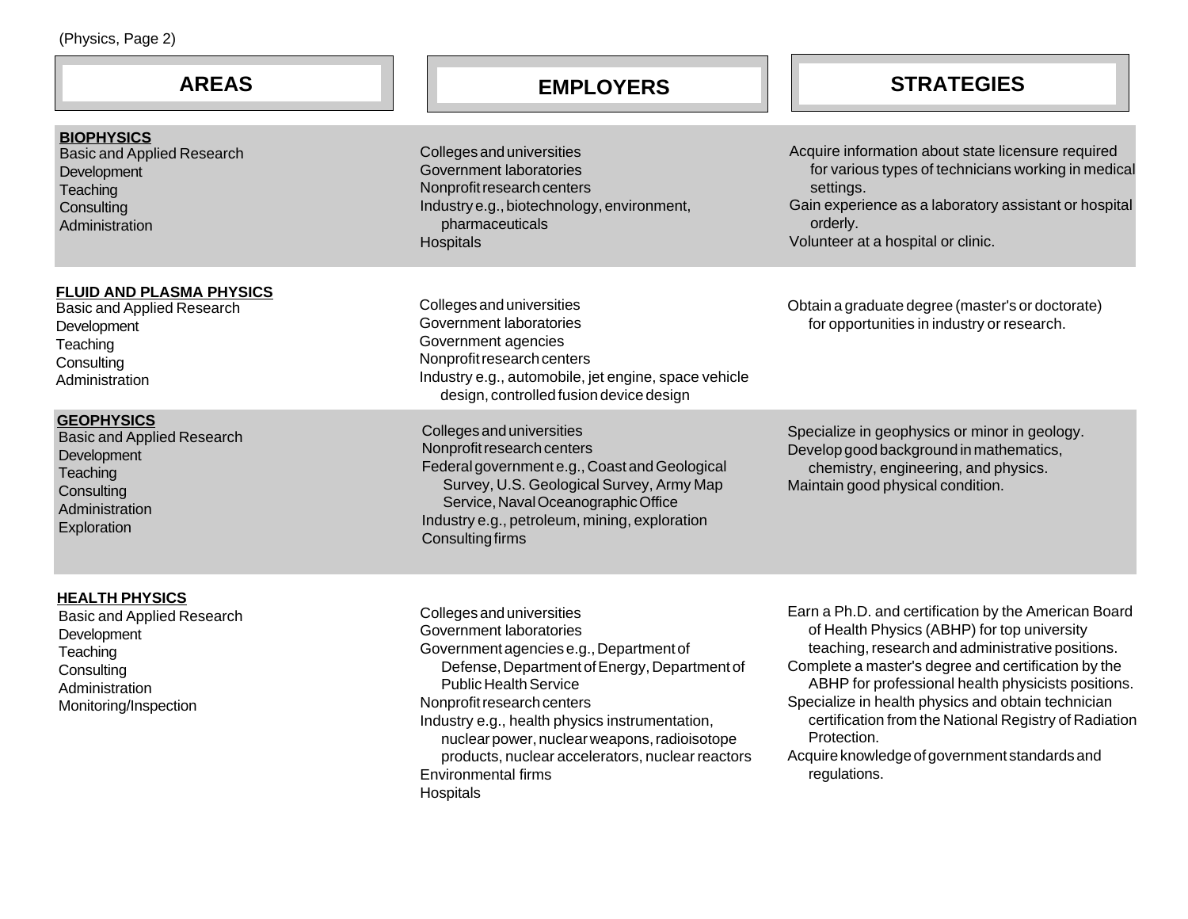(Physics, Page 2)

| AREAS | EMPLOYERS | STRATEGIES |
|---|---|---|
| **BIOPHYSICS**<br>Basic and Applied Research<br>Development<br>Teaching<br>Consulting<br>Administration | Colleges and universities<br>Government laboratories<br>Nonprofit research centers<br>Industry e.g., biotechnology, environment, pharmaceuticals<br>Hospitals | Acquire information about state licensure required for various types of technicians working in medical settings.<br>Gain experience as a laboratory assistant or hospital orderly.<br>Volunteer at a hospital or clinic. |
| **FLUID AND PLASMA PHYSICS**<br>Basic and Applied Research<br>Development<br>Teaching<br>Consulting<br>Administration | Colleges and universities<br>Government laboratories<br>Government agencies<br>Nonprofit research centers<br>Industry e.g., automobile, jet engine, space vehicle design, controlled fusion device design | Obtain a graduate degree (master's or doctorate) for opportunities in industry or research. |
| **GEOPHYSICS**<br>Basic and Applied Research<br>Development<br>Teaching<br>Consulting<br>Administration<br>Exploration | Colleges and universities<br>Nonprofit research centers<br>Federal government e.g., Coast and Geological Survey, U.S. Geological Survey, Army Map Service, Naval Oceanographic Office<br>Industry e.g., petroleum, mining, exploration<br>Consulting firms | Specialize in geophysics or minor in geology.<br>Develop good background in mathematics, chemistry, engineering, and physics.<br>Maintain good physical condition. |
| **HEALTH PHYSICS**<br>Basic and Applied Research<br>Development<br>Teaching<br>Consulting<br>Administration<br>Monitoring/Inspection | Colleges and universities<br>Government laboratories<br>Government agencies e.g., Department of Defense, Department of Energy, Department of Public Health Service<br>Nonprofit research centers<br>Industry e.g., health physics instrumentation, nuclear power, nuclear weapons, radioisotope products, nuclear accelerators, nuclear reactors<br>Environmental firms<br>Hospitals | Earn a Ph.D. and certification by the American Board of Health Physics (ABHP) for top university teaching, research and administrative positions.<br>Complete a master's degree and certification by the ABHP for professional health physicists positions.<br>Specialize in health physics and obtain technician certification from the National Registry of Radiation Protection.<br>Acquire knowledge of government standards and regulations. |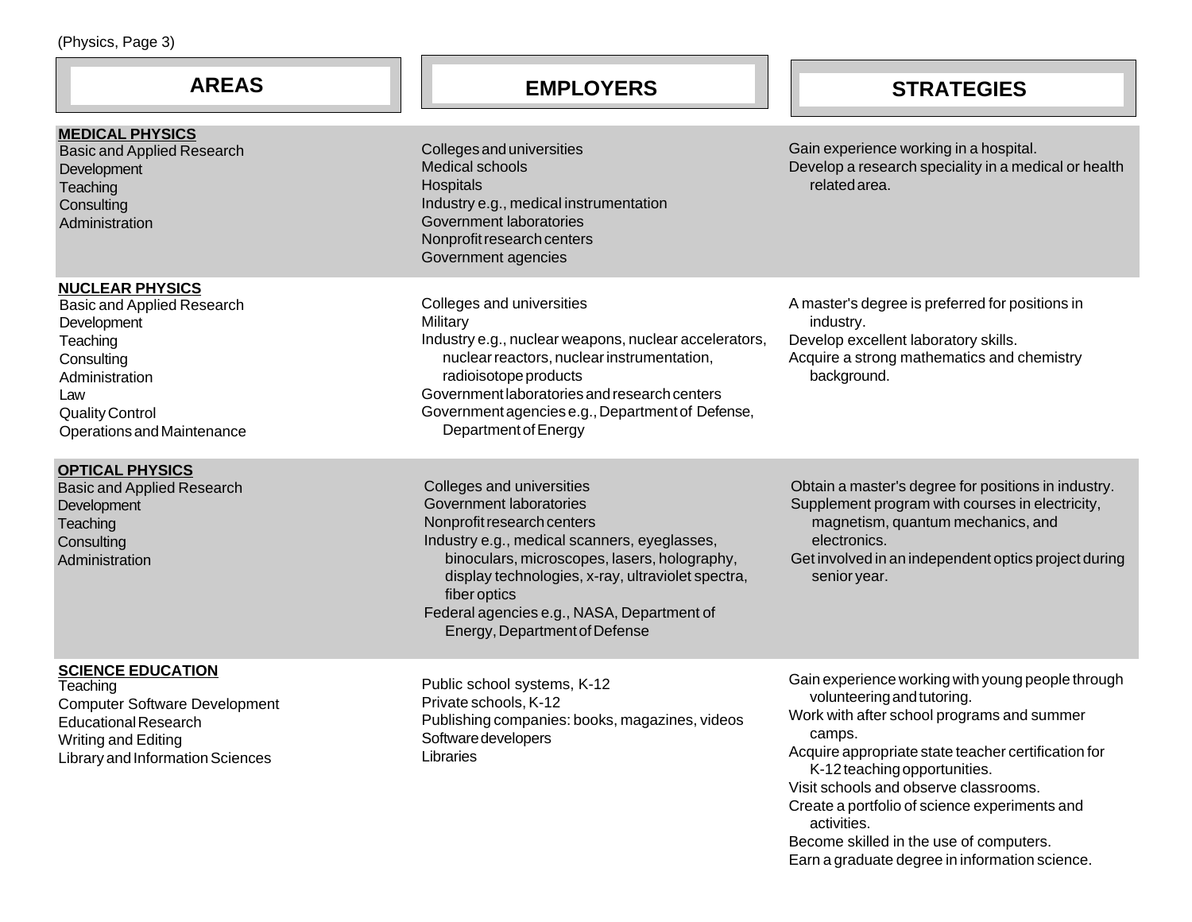| AREAS | EMPLOYERS | STRATEGIES |
|---|---|---|
| **MEDICAL PHYSICS**<br>Basic and Applied Research<br>Development<br>Teaching<br>Consulting<br>Administration | Colleges and universities<br>Medical schools<br>Hospitals<br>Industry e.g., medical instrumentation<br>Government laboratories<br>Nonprofit research centers<br>Government agencies | Gain experience working in a hospital.<br>Develop a research speciality in a medical or health related area. |
| **NUCLEAR PHYSICS**<br>Basic and Applied Research<br>Development<br>Teaching<br>Consulting<br>Administration<br>Law<br>Quality Control<br>Operations and Maintenance | Colleges and universities<br>Military<br>Industry e.g., nuclear weapons, nuclear accelerators, nuclear reactors, nuclear instrumentation, radioisotope products<br>Government laboratories and research centers<br>Government agencies e.g., Department of Defense, Department of Energy | A master's degree is preferred for positions in industry.<br>Develop excellent laboratory skills.<br>Acquire a strong mathematics and chemistry background. |
| **OPTICAL PHYSICS**<br>Basic and Applied Research<br>Development<br>Teaching<br>Consulting<br>Administration | Colleges and universities<br>Government laboratories<br>Nonprofit research centers<br>Industry e.g., medical scanners, eyeglasses, binoculars, microscopes, lasers, holography, display technologies, x-ray, ultraviolet spectra, fiber optics<br>Federal agencies e.g., NASA, Department of Energy, Department of Defense | Obtain a master's degree for positions in industry.<br>Supplement program with courses in electricity, magnetism, quantum mechanics, and electronics.<br>Get involved in an independent optics project during senior year. |
| **SCIENCE EDUCATION**<br>Teaching<br>Computer Software Development<br>Educational Research<br>Writing and Editing<br>Library and Information Sciences | Public school systems, K-12<br>Private schools, K-12<br>Publishing companies: books, magazines, videos<br>Software developers<br>Libraries | Gain experience working with young people through volunteering and tutoring.<br>Work with after school programs and summer camps.<br>Acquire appropriate state teacher certification for K-12 teaching opportunities.<br>Visit schools and observe classrooms.<br>Create a portfolio of science experiments and activities.<br>Become skilled in the use of computers.<br>Earn a graduate degree in information science. |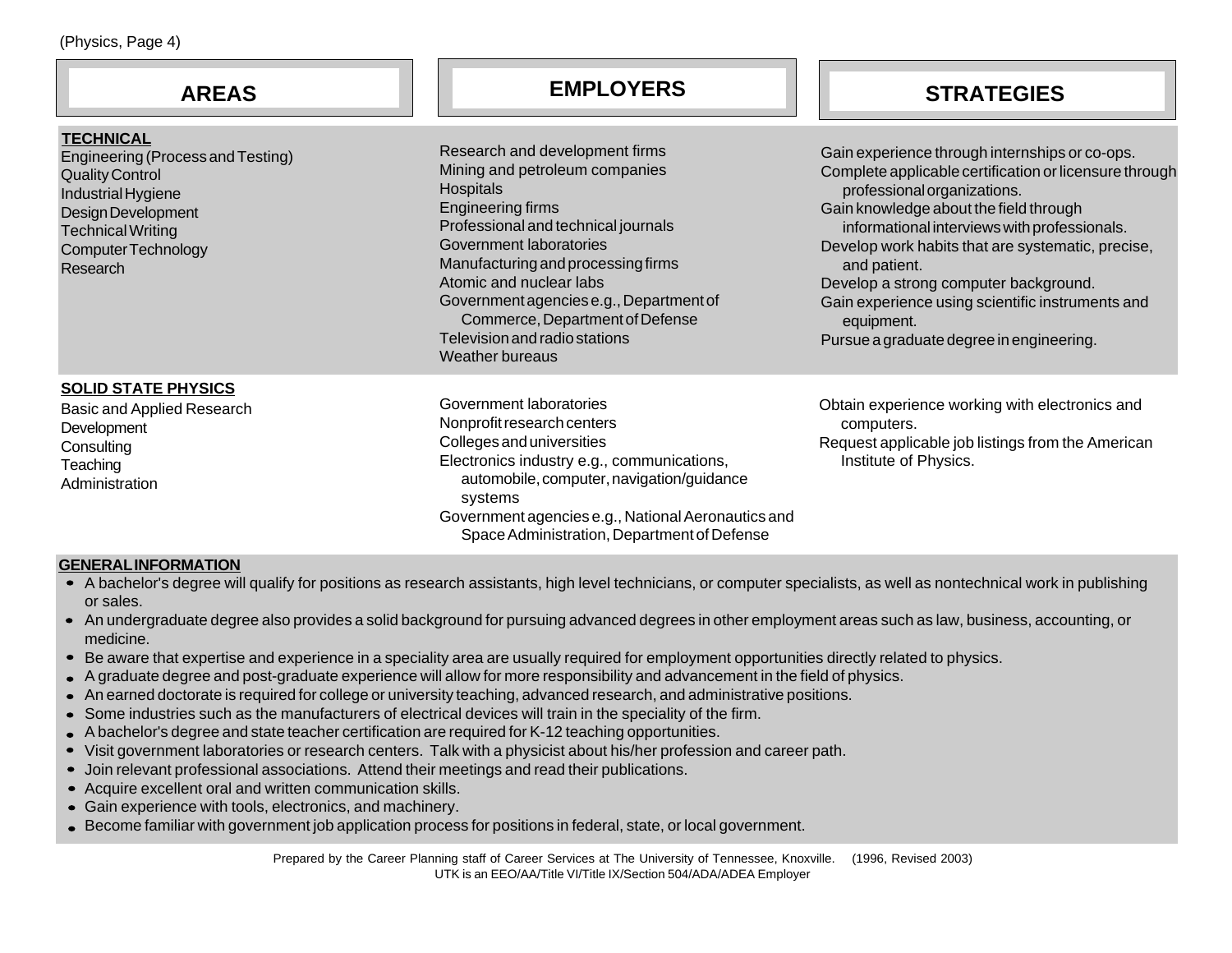| AREAS | EMPLOYERS | STRATEGIES |
| --- | --- | --- |
| **TECHNICAL**<br>Engineering (Process and Testing)<br>Quality Control<br>Industrial Hygiene<br>Design Development<br>Technical Writing<br>Computer Technology<br>Research | Research and development firms<br>Mining and petroleum companies<br>Hospitals<br>Engineering firms<br>Professional and technical journals<br>Government laboratories<br>Manufacturing and processing firms<br>Atomic and nuclear labs<br>Government agencies e.g., Department of Commerce, Department of Defense<br>Television and radio stations<br>Weather bureaus | Gain experience through internships or co-ops.<br>Complete applicable certification or licensure through professional organizations.<br>Gain knowledge about the field through informational interviews with professionals.<br>Develop work habits that are systematic, precise, and patient.<br>Develop a strong computer background.<br>Gain experience using scientific instruments and equipment.<br>Pursue a graduate degree in engineering. |
| **SOLID STATE PHYSICS**<br>Basic and Applied Research<br>Development<br>Consulting<br>Teaching<br>Administration | Government laboratories<br>Nonprofit research centers<br>Colleges and universities<br>Electronics industry e.g., communications, automobile, computer, navigation/guidance systems<br>Government agencies e.g., National Aeronautics and Space Administration, Department of Defense | Obtain experience working with electronics and computers.<br>Request applicable job listings from the American Institute of Physics. |

**GENERAL INFORMATION**

- A bachelor's degree will qualify for positions as research assistants, high level technicians, or computer specialists, as well as nontechnical work in publishing or sales.
- An undergraduate degree also provides a solid background for pursuing advanced degrees in other employment areas such as law, business, accounting, or medicine.
- Be aware that expertise and experience in a speciality area are usually required for employment opportunities directly related to physics.
- A graduate degree and post-graduate experience will allow for more responsibility and advancement in the field of physics.
- An earned doctorate is required for college or university teaching, advanced research, and administrative positions.
- Some industries such as the manufacturers of electrical devices will train in the speciality of the firm.
- A bachelor's degree and state teacher certification are required for K-12 teaching opportunities.
- Visit government laboratories or research centers. Talk with a physicist about his/her profession and career path.
- Join relevant professional associations. Attend their meetings and read their publications.
- Acquire excellent oral and written communication skills.
- Gain experience with tools, electronics, and machinery.
- Become familiar with government job application process for positions in federal, state, or local government.

Prepared by the Career Planning staff of Career Services at The University of Tennessee, Knoxville. (1996, Revised 2003)
UTK is an EEO/AA/Title VI/Title IX/Section 504/ADA/ADEA Employer